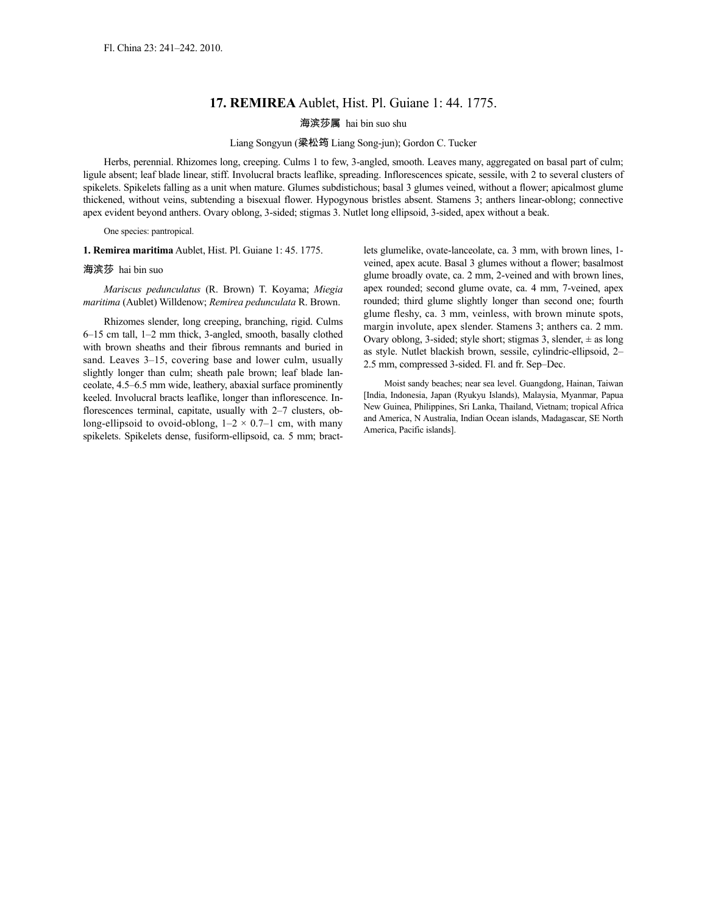Fl. China 23: 241–242. 2010.

# 17. **REMIREA** Aublet, Hist. Pl. Guiane 1: 44. 1775.

海滨莎属 hai bin suo shu

Liang Songyun (梁松筠 Liang Song-jun); Gordon C. Tucker

Herbs, perennial. Rhizomes long, creeping. Culms 1 to few, 3-angled, smooth. Leaves many, aggregated on basal part of culm; ligule absent; leaf blade linear, stiff. Involucral bracts leaflike, spreading. Inflorescences spicate, sessile, with 2 to several clusters of spikelets. Spikelets falling as a unit when mature. Glumes subdistichous; basal 3 glumes veined, without a flower; apicalmost glume thickened, without veins, subtending a bisexual flower. Hypogynous bristles absent. Stamens 3; anthers linear-oblong; connective apex evident beyond anthers. Ovary oblong, 3-sided; stigmas 3. Nutlet long ellipsoid, 3-sided, apex without a beak.

One species: pantropical.

**1. Remirea maritima** Aublet, Hist. Pl. Guiane 1: 45. 1775.

海滨莎 hai bin suo

*Mariscus pedunculatus* (R. Brown) T. Koyama; *Miegia maritima* (Aublet) Willdenow; *Remirea pedunculata* R. Brown.

Rhizomes slender, long creeping, branching, rigid. Culms 6–15 cm tall, 1–2 mm thick, 3-angled, smooth, basally clothed with brown sheaths and their fibrous remnants and buried in sand. Leaves 3–15, covering base and lower culm, usually slightly longer than culm; sheath pale brown; leaf blade lanceolate, 4.5–6.5 mm wide, leathery, abaxial surface prominently keeled. Involucral bracts leaflike, longer than inflorescence. Inflorescences terminal, capitate, usually with 2–7 clusters, oblong-ellipsoid to ovoid-oblong, 1–2 × 0.7–1 cm, with many spikelets. Spikelets dense, fusiform-ellipsoid, ca. 5 mm; bractlets glumelike, ovate-lanceolate, ca. 3 mm, with brown lines, 1-veined, apex acute. Basal 3 glumes without a flower; basalmost glume broadly ovate, ca. 2 mm, 2-veined and with brown lines, apex rounded; second glume ovate, ca. 4 mm, 7-veined, apex rounded; third glume slightly longer than second one; fourth glume fleshy, ca. 3 mm, veinless, with brown minute spots, margin involute, apex slender. Stamens 3; anthers ca. 2 mm. Ovary oblong, 3-sided; style short; stigmas 3, slender, ± as long as style. Nutlet blackish brown, sessile, cylindric-ellipsoid, 2–2.5 mm, compressed 3-sided. Fl. and fr. Sep–Dec.

Moist sandy beaches; near sea level. Guangdong, Hainan, Taiwan [India, Indonesia, Japan (Ryukyu Islands), Malaysia, Myanmar, Papua New Guinea, Philippines, Sri Lanka, Thailand, Vietnam; tropical Africa and America, N Australia, Indian Ocean islands, Madagascar, SE North America, Pacific islands].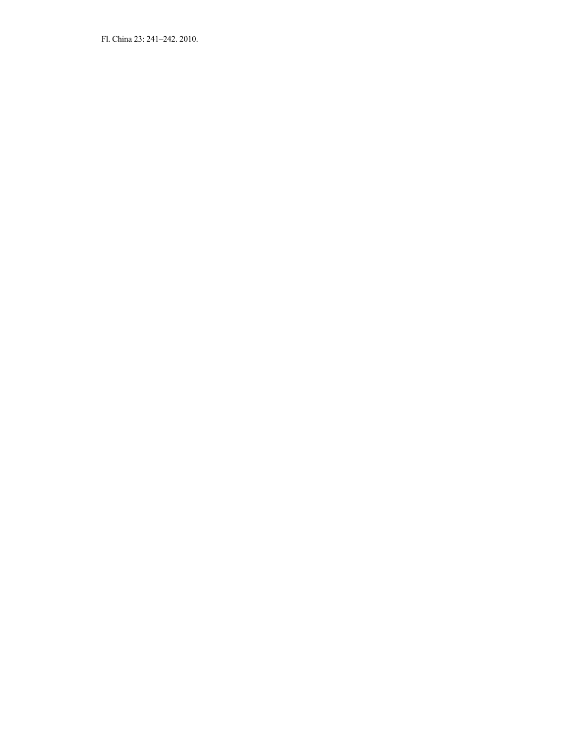Fl. China 23: 241–242. 2010.